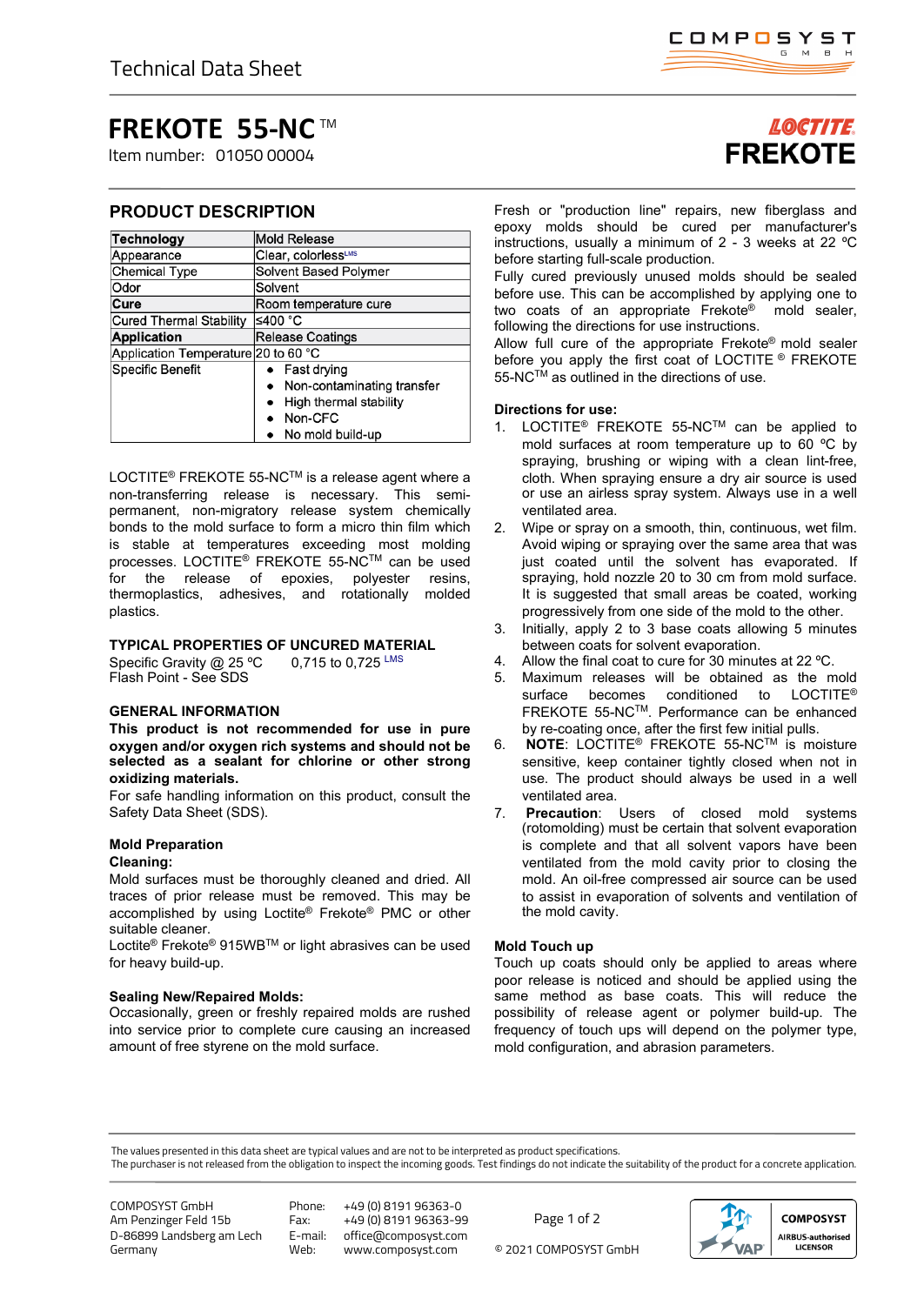Technical Data Sheet

# FREKOTE 55-NC™

Item number: 01050 00004

LOCTITE FREKOTE

## PRODUCT DESCRIPTION

| **Technology** | Mold Release |
|---|---|
| Appearance | Clear, colorless[LMS] |
| Chemical Type | Solvent Based Polymer |
| Odor | Solvent |
| **Cure** | Room temperature cure |
| Cured Thermal Stability | ≤400 °C |
| **Application** | Release Coatings |
| Application Temperature | 20 to 60 °C |
| Specific Benefit | • Fast drying<br>• Non-contaminating transfer<br>• High thermal stability<br>• Non-CFC<br>• No mold build-up |

LOCTITE® FREKOTE 55-NC™ is a release agent where a non-transferring release is necessary. This semi-permanent, non-migratory release system chemically bonds to the mold surface to form a micro thin film which is stable at temperatures exceeding most molding processes. LOCTITE® FREKOTE 55-NC™ can be used for the release of epoxies, polyester resins, thermoplastics, adhesives, and rotationally molded plastics.

### TYPICAL PROPERTIES OF UNCURED MATERIAL

Specific Gravity @ 25 ºC 0,715 to 0,725 [LMS]
Flash Point - See SDS

### GENERAL INFORMATION

**This product is not recommended for use in pure oxygen and/or oxygen rich systems and should not be selected as a sealant for chlorine or other strong oxidizing materials.**

For safe handling information on this product, consult the Safety Data Sheet (SDS).

### Mold Preparation

**Cleaning:**

Mold surfaces must be thoroughly cleaned and dried. All traces of prior release must be removed. This may be accomplished by using Loctite® Frekote® PMC or other suitable cleaner.

Loctite® Frekote® 915WB™ or light abrasives can be used for heavy build-up.

**Sealing New/Repaired Molds:**

Occasionally, green or freshly repaired molds are rushed into service prior to complete cure causing an increased amount of free styrene on the mold surface.

Fresh or "production line" repairs, new fiberglass and epoxy molds should be cured per manufacturer's instructions, usually a minimum of 2 - 3 weeks at 22 ºC before starting full-scale production.

Fully cured previously unused molds should be sealed before use. This can be accomplished by applying one to two coats of an appropriate Frekote® mold sealer, following the directions for use instructions.

Allow full cure of the appropriate Frekote® mold sealer before you apply the first coat of LOCTITE® FREKOTE 55-NC™ as outlined in the directions of use.

### Directions for use:

1. LOCTITE® FREKOTE 55-NC™ can be applied to mold surfaces at room temperature up to 60 ºC by spraying, brushing or wiping with a clean lint-free, cloth. When spraying ensure a dry air source is used or use an airless spray system. Always use in a well ventilated area.
2. Wipe or spray on a smooth, thin, continuous, wet film. Avoid wiping or spraying over the same area that was just coated until the solvent has evaporated. If spraying, hold nozzle 20 to 30 cm from mold surface. It is suggested that small areas be coated, working progressively from one side of the mold to the other.
3. Initially, apply 2 to 3 base coats allowing 5 minutes between coats for solvent evaporation.
4. Allow the final coat to cure for 30 minutes at 22 ºC.
5. Maximum releases will be obtained as the mold surface becomes conditioned to LOCTITE® FREKOTE 55-NC™. Performance can be enhanced by re-coating once, after the first few initial pulls.
6. **NOTE**: LOCTITE® FREKOTE 55-NC™ is moisture sensitive, keep container tightly closed when not in use. The product should always be used in a well ventilated area.
7. **Precaution**: Users of closed mold systems (rotomolding) must be certain that solvent evaporation is complete and that all solvent vapors have been ventilated from the mold cavity prior to closing the mold. An oil-free compressed air source can be used to assist in evaporation of solvents and ventilation of the mold cavity.

### Mold Touch up

Touch up coats should only be applied to areas where poor release is noticed and should be applied using the same method as base coats. This will reduce the possibility of release agent or polymer build-up. The frequency of touch ups will depend on the polymer type, mold configuration, and abrasion parameters.

The values presented in this data sheet are typical values and are not to be interpreted as product specifications.
The purchaser is not released from the obligation to inspect the incoming goods. Test findings do not indicate the suitability of the product for a concrete application.

COMPOSYST GmbH
Am Penzinger Feld 15b
D-86899 Landsberg am Lech
Germany

Phone: +49 (0) 8191 96363-0
Fax: +49 (0) 8191 96363-99
E-mail: office@composyst.com
Web: www.composyst.com

© 2021 COMPOSYST GmbH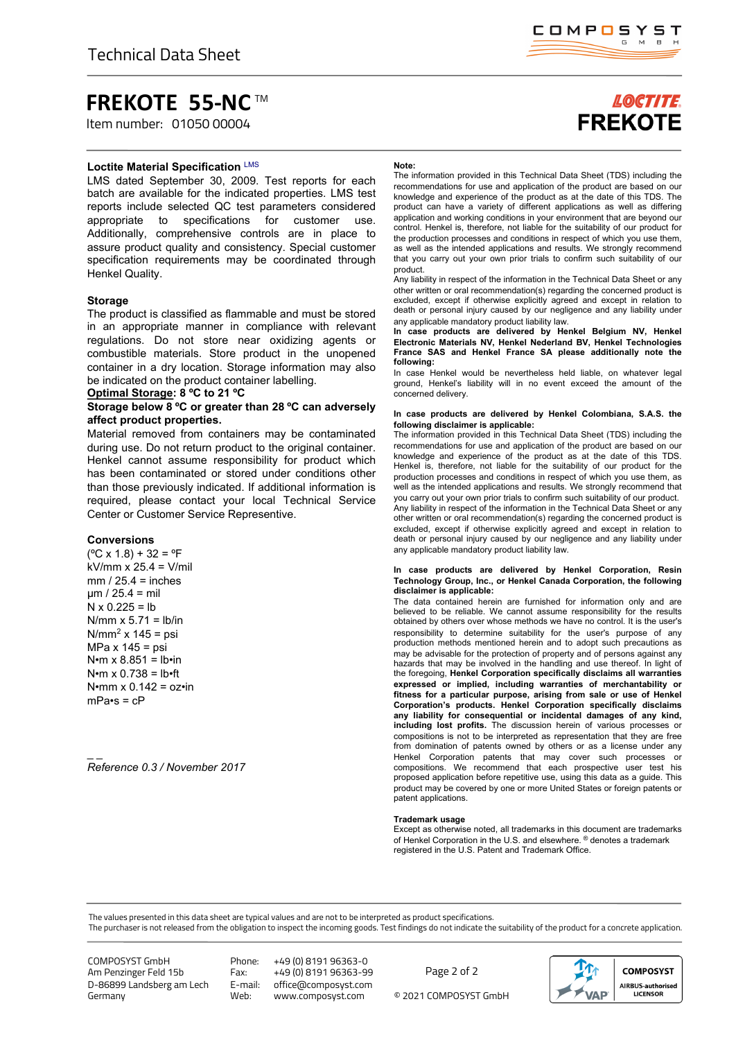# FREKOTE 55-NC™

Item number: 01050 00004

**LOCTITE FREKOTE**

### Loctite Material Specification LMS

LMS dated September 30, 2009. Test reports for each batch are available for the indicated properties. LMS test reports include selected QC test parameters considered appropriate to specifications for customer use. Additionally, comprehensive controls are in place to assure product quality and consistency. Special customer specification requirements may be coordinated through Henkel Quality.

### Storage

The product is classified as flammable and must be stored in an appropriate manner in compliance with relevant regulations. Do not store near oxidizing agents or combustible materials. Store product in the unopened container in a dry location. Storage information may also be indicated on the product container labelling.

**Optimal Storage: 8 ºC to 21 ºC**

**Storage below 8 ºC or greater than 28 ºC can adversely affect product properties.**

Material removed from containers may be contaminated during use. Do not return product to the original container. Henkel cannot assume responsibility for product which has been contaminated or stored under conditions other than those previously indicated. If additional information is required, please contact your local Technical Service Center or Customer Service Represntive.

### Conversions

(ºC x 1.8) + 32 = ºF
kV/mm x 25.4 = V/mil
mm / 25.4 = inches
µm / 25.4 = mil
N x 0.225 = lb
N/mm x 5.71 = lb/in
N/mm$^2$ x 145 = psi
MPa x 145 = psi
N•m x 8.851 = lb•in
N•m x 0.738 = lb•ft
N•mm x 0.142 = oz•in
mPa•s = cP

*Reference 0.3 / November 2017*

**Note:**
The information provided in this Technical Data Sheet (TDS) including the recommendations for use and application of the product are based on our knowledge and experience of the product as at the date of this TDS. The product can have a variety of different applications as well as differing application and working conditions in your environment that are beyond our control. Henkel is, therefore, not liable for the suitability of our product for the production processes and conditions in respect of which you use them, as well as the intended applications and results. We strongly recommend that you carry out your own prior trials to confirm such suitability of our product.
Any liability in respect of the information in the Technical Data Sheet or any other written or oral recommendation(s) regarding the concerned product is excluded, except if otherwise explicitly agreed and except in relation to death or personal injury caused by our negligence and any liability under any applicable mandatory product liability law.
**In case products are delivered by Henkel Belgium NV, Henkel Electronic Materials NV, Henkel Nederland BV, Henkel Technologies France SAS and Henkel France SA please additionally note the following:**
In case Henkel would be nevertheless held liable, on whatever legal ground, Henkel's liability will in no event exceed the amount of the concerned delivery.

**In case products are delivered by Henkel Colombiana, S.A.S. the following disclaimer is applicable:**
The information provided in this Technical Data Sheet (TDS) including the recommendations for use and application of the product are based on our knowledge and experience of the product as at the date of this TDS. Henkel is, therefore, not liable for the suitability of our product for the production processes and conditions in respect of which you use them, as well as the intended applications and results. We strongly recommend that you carry out your own prior trials to confirm such suitability of our product.
Any liability in respect of the information in the Technical Data Sheet or any other written or oral recommendation(s) regarding the concerned product is excluded, except if otherwise explicitly agreed and except in relation to death or personal injury caused by our negligence and any liability under any applicable mandatory product liability law.

**In case products are delivered by Henkel Corporation, Resin Technology Group, Inc., or Henkel Canada Corporation, the following disclaimer is applicable:**
The data contained herein are furnished for information only and are believed to be reliable. We cannot assume responsibility for the results obtained by others over whose methods we have no control. It is the user's responsibility to determine suitability for the user's purpose of any production methods mentioned herein and to adopt such precautions as may be advisable for the protection of property and of persons against any hazards that may be involved in the handling and use thereof. In light of the foregoing, **Henkel Corporation specifically disclaims all warranties expressed or implied, including warranties of merchantability or fitness for a particular purpose, arising from sale or use of Henkel Corporation's products. Henkel Corporation specifically disclaims any liability for consequential or incidental damages of any kind, including lost profits.** The discussion herein of various processes or compositions is not to be interpreted as representation that they are free from domination of patents owned by others or as a license under any Henkel Corporation patents that may cover such processes or compositions. We recommend that each prospective user test his proposed application before repetitive use, using this data as a guide. This product may be covered by one or more United States or foreign patents or patent applications.

**Trademark usage**
Except as otherwise noted, all trademarks in this document are trademarks of Henkel Corporation in the U.S. and elsewhere. ® denotes a trademark registered in the U.S. Patent and Trademark Office.

The values presented in this data sheet are typical values and are not to be interpreted as product specifications.
The purchaser is not released from the obligation to inspect the incoming goods. Test findings do not indicate the suitability of the product for a concrete application.